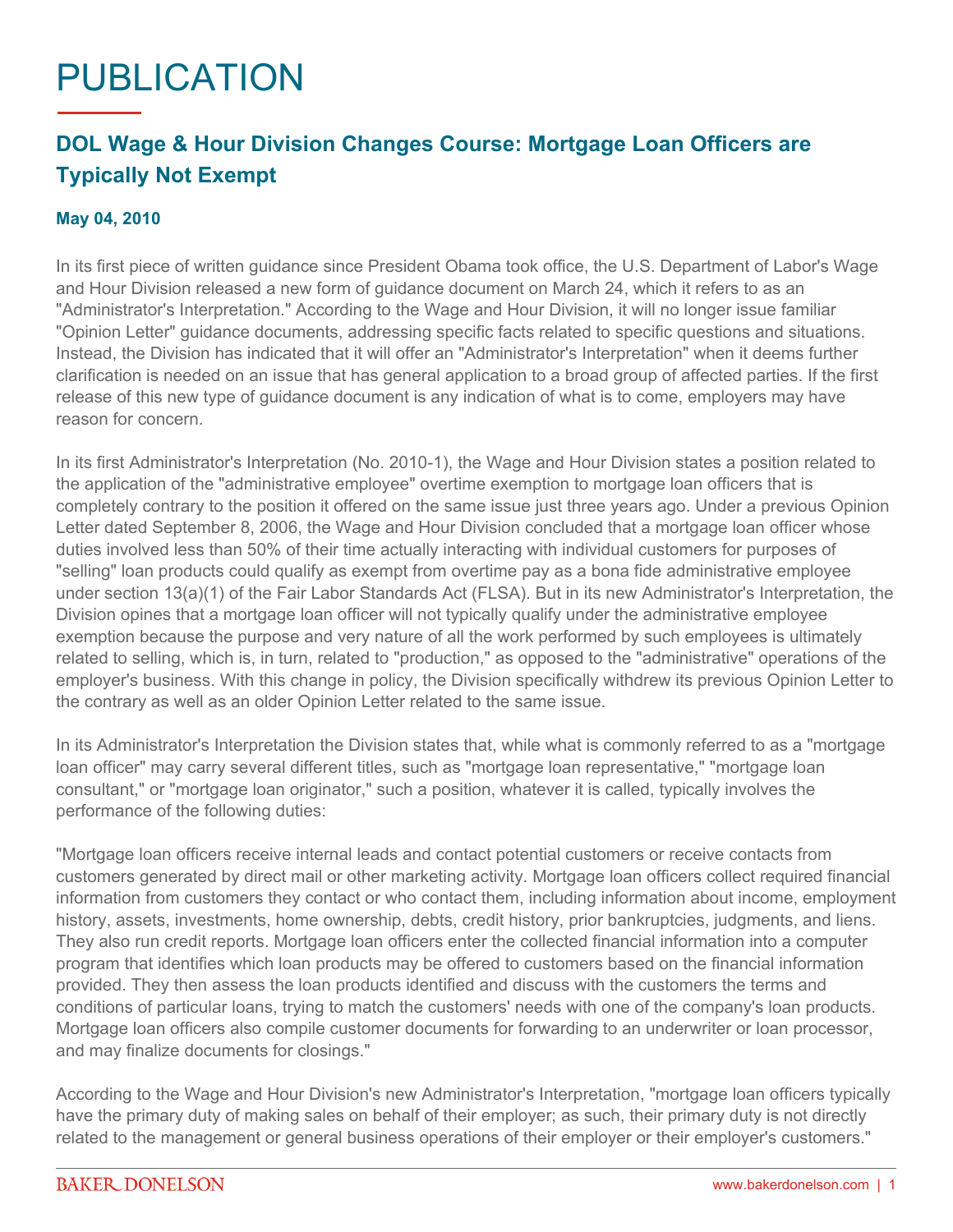# PUBLICATION

## DOL Wage & Hour Division Changes Course: Mortgage Loan Officers are Typically Not Exempt

**May 04, 2010**

In its first piece of written guidance since President Obama took office, the U.S. Department of Labor's Wage and Hour Division released a new form of guidance document on March 24, which it refers to as an "Administrator's Interpretation." According to the Wage and Hour Division, it will no longer issue familiar "Opinion Letter" guidance documents, addressing specific facts related to specific questions and situations. Instead, the Division has indicated that it will offer an "Administrator's Interpretation" when it deems further clarification is needed on an issue that has general application to a broad group of affected parties. If the first release of this new type of guidance document is any indication of what is to come, employers may have reason for concern.

In its first Administrator's Interpretation (No. 2010-1), the Wage and Hour Division states a position related to the application of the "administrative employee" overtime exemption to mortgage loan officers that is completely contrary to the position it offered on the same issue just three years ago. Under a previous Opinion Letter dated September 8, 2006, the Wage and Hour Division concluded that a mortgage loan officer whose duties involved less than 50% of their time actually interacting with individual customers for purposes of "selling" loan products could qualify as exempt from overtime pay as a bona fide administrative employee under section 13(a)(1) of the Fair Labor Standards Act (FLSA). But in its new Administrator's Interpretation, the Division opines that a mortgage loan officer will not typically qualify under the administrative employee exemption because the purpose and very nature of all the work performed by such employees is ultimately related to selling, which is, in turn, related to "production," as opposed to the "administrative" operations of the employer's business. With this change in policy, the Division specifically withdrew its previous Opinion Letter to the contrary as well as an older Opinion Letter related to the same issue.

In its Administrator's Interpretation the Division states that, while what is commonly referred to as a "mortgage loan officer" may carry several different titles, such as "mortgage loan representative," "mortgage loan consultant," or "mortgage loan originator," such a position, whatever it is called, typically involves the performance of the following duties:

"Mortgage loan officers receive internal leads and contact potential customers or receive contacts from customers generated by direct mail or other marketing activity. Mortgage loan officers collect required financial information from customers they contact or who contact them, including information about income, employment history, assets, investments, home ownership, debts, credit history, prior bankruptcies, judgments, and liens. They also run credit reports. Mortgage loan officers enter the collected financial information into a computer program that identifies which loan products may be offered to customers based on the financial information provided. They then assess the loan products identified and discuss with the customers the terms and conditions of particular loans, trying to match the customers' needs with one of the company's loan products. Mortgage loan officers also compile customer documents for forwarding to an underwriter or loan processor, and may finalize documents for closings."

According to the Wage and Hour Division's new Administrator's Interpretation, "mortgage loan officers typically have the primary duty of making sales on behalf of their employer; as such, their primary duty is not directly related to the management or general business operations of their employer or their employer's customers."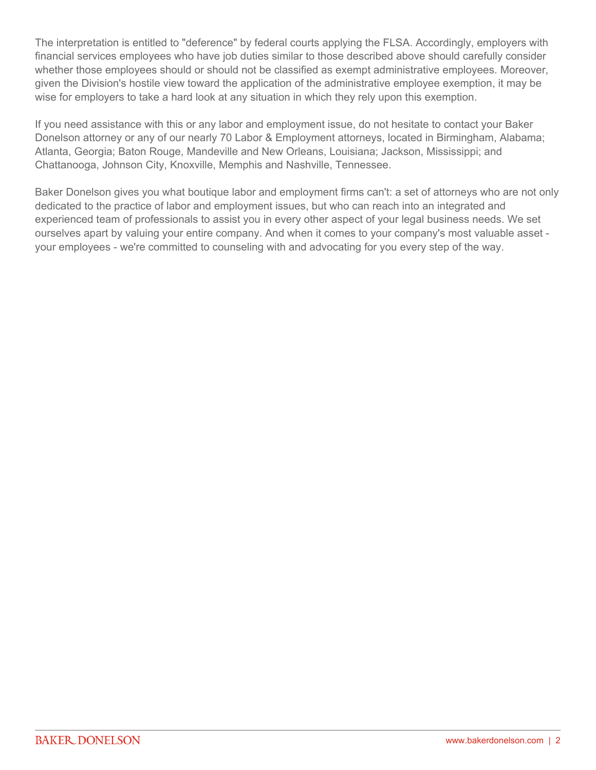The interpretation is entitled to "deference" by federal courts applying the FLSA. Accordingly, employers with financial services employees who have job duties similar to those described above should carefully consider whether those employees should or should not be classified as exempt administrative employees. Moreover, given the Division's hostile view toward the application of the administrative employee exemption, it may be wise for employers to take a hard look at any situation in which they rely upon this exemption.

If you need assistance with this or any labor and employment issue, do not hesitate to contact your Baker Donelson attorney or any of our nearly 70 Labor & Employment attorneys, located in Birmingham, Alabama; Atlanta, Georgia; Baton Rouge, Mandeville and New Orleans, Louisiana; Jackson, Mississippi; and Chattanooga, Johnson City, Knoxville, Memphis and Nashville, Tennessee.

Baker Donelson gives you what boutique labor and employment firms can't: a set of attorneys who are not only dedicated to the practice of labor and employment issues, but who can reach into an integrated and experienced team of professionals to assist you in every other aspect of your legal business needs. We set ourselves apart by valuing your entire company. And when it comes to your company's most valuable asset - your employees - we're committed to counseling with and advocating for you every step of the way.